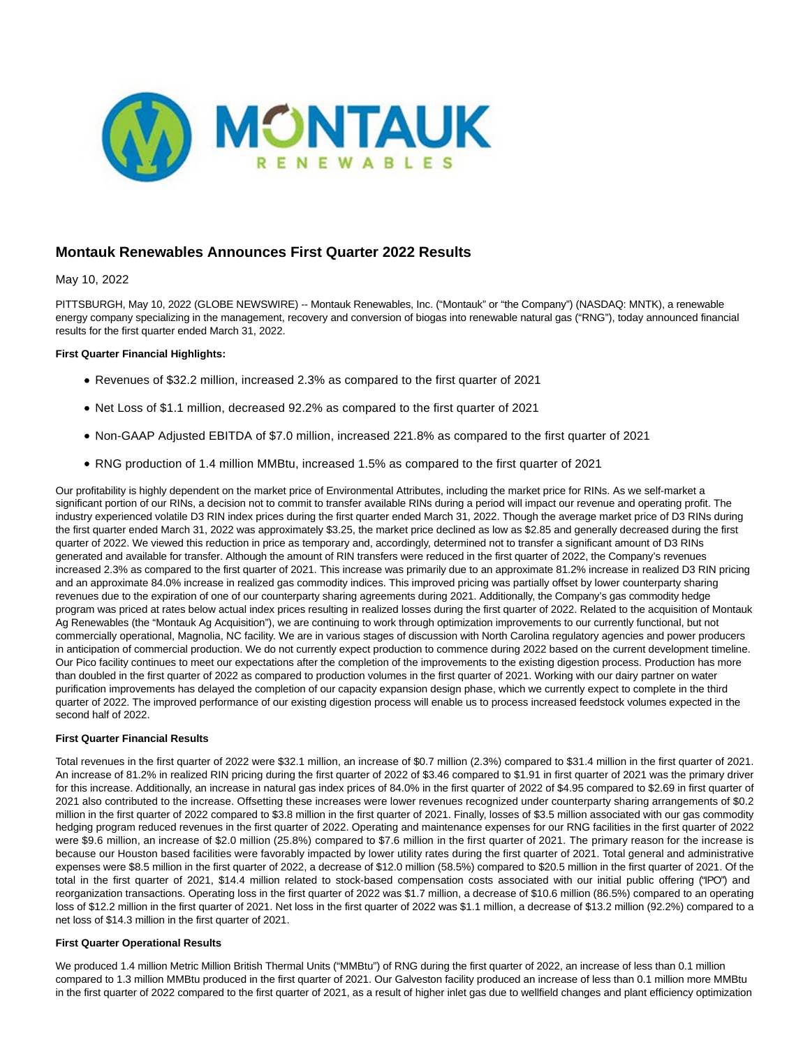# Montauk Renewables Announces First Quarter 2022 Results

May 10, 2022

PITTSBURGH, May 10, 2022 (GLOBE NEWSWIRE) -- Montauk Renewables, Inc. ("Montauk" or "the Company") (NASDAQ: MNTK), a renewable energy company specializing in the management, recovery and conversion of biogas into renewable natural gas ("RNG"), today announced financial results for the first quarter ended March 31, 2022.

**First Quarter Financial Highlights:**

- Revenues of $32.2 million, increased 2.3% as compared to the first quarter of 2021
- Net Loss of $1.1 million, decreased 92.2% as compared to the first quarter of 2021
- Non-GAAP Adjusted EBITDA of $7.0 million, increased 221.8% as compared to the first quarter of 2021
- RNG production of 1.4 million MMBtu, increased 1.5% as compared to the first quarter of 2021

Our profitability is highly dependent on the market price of Environmental Attributes, including the market price for RINs. As we self-market a significant portion of our RINs, a decision not to commit to transfer available RINs during a period will impact our revenue and operating profit. The industry experienced volatile D3 RIN index prices during the first quarter ended March 31, 2022. Though the average market price of D3 RINs during the first quarter ended March 31, 2022 was approximately $3.25, the market price declined as low as $2.85 and generally decreased during the first quarter of 2022. We viewed this reduction in price as temporary and, accordingly, determined not to transfer a significant amount of D3 RINs generated and available for transfer. Although the amount of RIN transfers were reduced in the first quarter of 2022, the Company's revenues increased 2.3% as compared to the first quarter of 2021. This increase was primarily due to an approximate 81.2% increase in realized D3 RIN pricing and an approximate 84.0% increase in realized gas commodity indices. This improved pricing was partially offset by lower counterparty sharing revenues due to the expiration of one of our counterparty sharing agreements during 2021. Additionally, the Company's gas commodity hedge program was priced at rates below actual index prices resulting in realized losses during the first quarter of 2022. Related to the acquisition of Montauk Ag Renewables (the "Montauk Ag Acquisition"), we are continuing to work through optimization improvements to our currently functional, but not commercially operational, Magnolia, NC facility. We are in various stages of discussion with North Carolina regulatory agencies and power producers in anticipation of commercial production. We do not currently expect production to commence during 2022 based on the current development timeline. Our Pico facility continues to meet our expectations after the completion of the improvements to the existing digestion process. Production has more than doubled in the first quarter of 2022 as compared to production volumes in the first quarter of 2021. Working with our dairy partner on water purification improvements has delayed the completion of our capacity expansion design phase, which we currently expect to complete in the third quarter of 2022. The improved performance of our existing digestion process will enable us to process increased feedstock volumes expected in the second half of 2022.

**First Quarter Financial Results**

Total revenues in the first quarter of 2022 were $32.1 million, an increase of $0.7 million (2.3%) compared to $31.4 million in the first quarter of 2021. An increase of 81.2% in realized RIN pricing during the first quarter of 2022 of $3.46 compared to $1.91 in first quarter of 2021 was the primary driver for this increase. Additionally, an increase in natural gas index prices of 84.0% in the first quarter of 2022 of $4.95 compared to $2.69 in first quarter of 2021 also contributed to the increase. Offsetting these increases were lower revenues recognized under counterparty sharing arrangements of $0.2 million in the first quarter of 2022 compared to $3.8 million in the first quarter of 2021. Finally, losses of $3.5 million associated with our gas commodity hedging program reduced revenues in the first quarter of 2022. Operating and maintenance expenses for our RNG facilities in the first quarter of 2022 were $9.6 million, an increase of $2.0 million (25.8%) compared to $7.6 million in the first quarter of 2021. The primary reason for the increase is because our Houston based facilities were favorably impacted by lower utility rates during the first quarter of 2021. Total general and administrative expenses were $8.5 million in the first quarter of 2022, a decrease of $12.0 million (58.5%) compared to $20.5 million in the first quarter of 2021. Of the total in the first quarter of 2021, $14.4 million related to stock-based compensation costs associated with our initial public offering ("IPO") and reorganization transactions. Operating loss in the first quarter of 2022 was $1.7 million, a decrease of $10.6 million (86.5%) compared to an operating loss of $12.2 million in the first quarter of 2021. Net loss in the first quarter of 2022 was $1.1 million, a decrease of $13.2 million (92.2%) compared to a net loss of $14.3 million in the first quarter of 2021.

**First Quarter Operational Results**

We produced 1.4 million Metric Million British Thermal Units ("MMBtu") of RNG during the first quarter of 2022, an increase of less than 0.1 million compared to 1.3 million MMBtu produced in the first quarter of 2021. Our Galveston facility produced an increase of less than 0.1 million more MMBtu in the first quarter of 2022 compared to the first quarter of 2021, as a result of higher inlet gas due to wellfield changes and plant efficiency optimization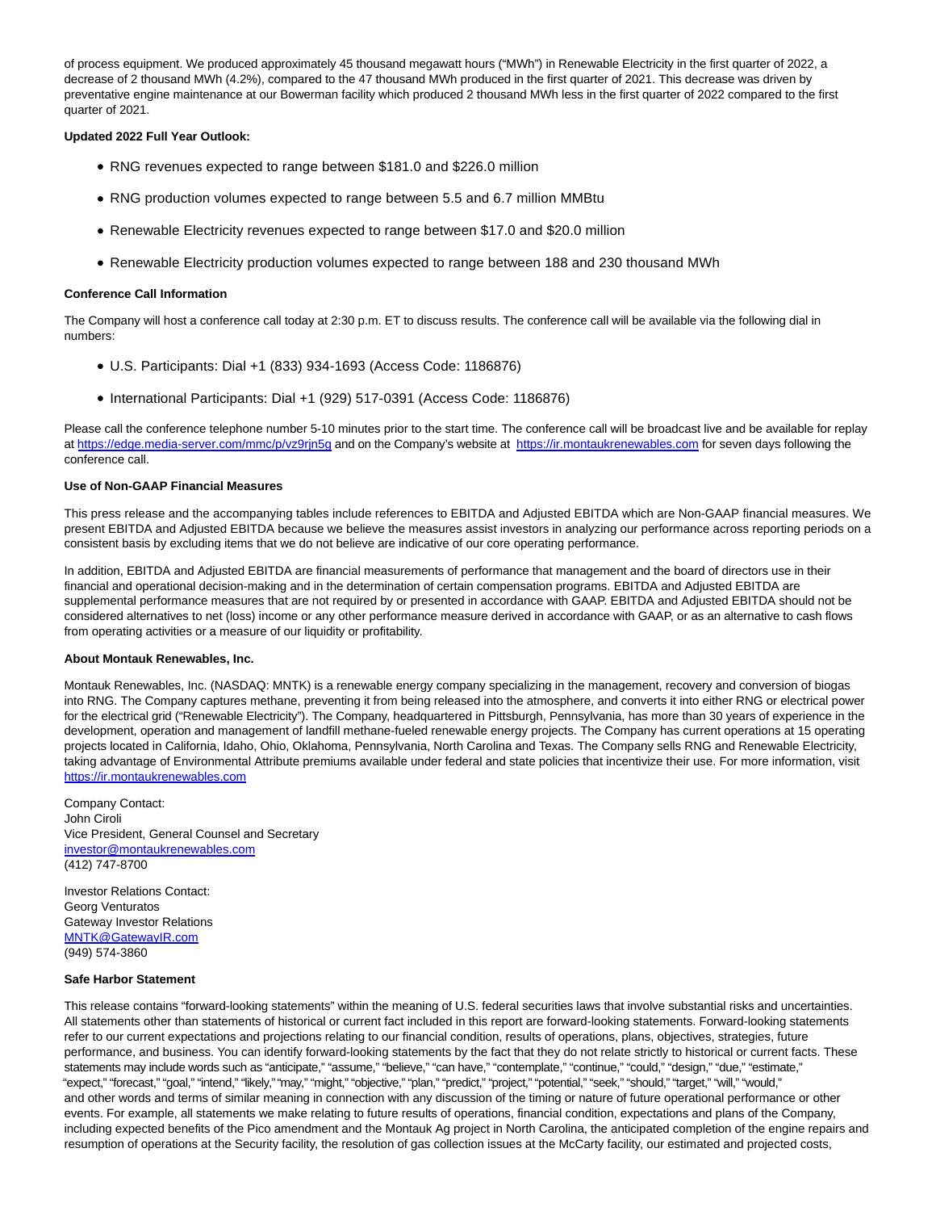of process equipment. We produced approximately 45 thousand megawatt hours ("MWh") in Renewable Electricity in the first quarter of 2022, a decrease of 2 thousand MWh (4.2%), compared to the 47 thousand MWh produced in the first quarter of 2021. This decrease was driven by preventative engine maintenance at our Bowerman facility which produced 2 thousand MWh less in the first quarter of 2022 compared to the first quarter of 2021.

**Updated 2022 Full Year Outlook:**

- RNG revenues expected to range between $181.0 and $226.0 million
- RNG production volumes expected to range between 5.5 and 6.7 million MMBtu
- Renewable Electricity revenues expected to range between $17.0 and $20.0 million
- Renewable Electricity production volumes expected to range between 188 and 230 thousand MWh

**Conference Call Information**

The Company will host a conference call today at 2:30 p.m. ET to discuss results. The conference call will be available via the following dial in numbers:

- U.S. Participants: Dial +1 (833) 934-1693 (Access Code: 1186876)
- International Participants: Dial +1 (929) 517-0391 (Access Code: 1186876)

Please call the conference telephone number 5-10 minutes prior to the start time. The conference call will be broadcast live and be available for replay at https://edge.media-server.com/mmc/p/vz9rjn5g and on the Company's website at https://ir.montaukrenewables.com for seven days following the conference call.

**Use of Non-GAAP Financial Measures**

This press release and the accompanying tables include references to EBITDA and Adjusted EBITDA which are Non-GAAP financial measures. We present EBITDA and Adjusted EBITDA because we believe the measures assist investors in analyzing our performance across reporting periods on a consistent basis by excluding items that we do not believe are indicative of our core operating performance.

In addition, EBITDA and Adjusted EBITDA are financial measurements of performance that management and the board of directors use in their financial and operational decision-making and in the determination of certain compensation programs. EBITDA and Adjusted EBITDA are supplemental performance measures that are not required by or presented in accordance with GAAP. EBITDA and Adjusted EBITDA should not be considered alternatives to net (loss) income or any other performance measure derived in accordance with GAAP, or as an alternative to cash flows from operating activities or a measure of our liquidity or profitability.

**About Montauk Renewables, Inc.**

Montauk Renewables, Inc. (NASDAQ: MNTK) is a renewable energy company specializing in the management, recovery and conversion of biogas into RNG. The Company captures methane, preventing it from being released into the atmosphere, and converts it into either RNG or electrical power for the electrical grid ("Renewable Electricity"). The Company, headquartered in Pittsburgh, Pennsylvania, has more than 30 years of experience in the development, operation and management of landfill methane-fueled renewable energy projects. The Company has current operations at 15 operating projects located in California, Idaho, Ohio, Oklahoma, Pennsylvania, North Carolina and Texas. The Company sells RNG and Renewable Electricity, taking advantage of Environmental Attribute premiums available under federal and state policies that incentivize their use. For more information, visit https://ir.montaukrenewables.com

Company Contact:
John Ciroli
Vice President, General Counsel and Secretary
investor@montaukrenewables.com
(412) 747-8700

Investor Relations Contact:
Georg Venturatos
Gateway Investor Relations
MNTK@GatewayIR.com
(949) 574-3860

**Safe Harbor Statement**

This release contains "forward-looking statements" within the meaning of U.S. federal securities laws that involve substantial risks and uncertainties. All statements other than statements of historical or current fact included in this report are forward-looking statements. Forward-looking statements refer to our current expectations and projections relating to our financial condition, results of operations, plans, objectives, strategies, future performance, and business. You can identify forward-looking statements by the fact that they do not relate strictly to historical or current facts. These statements may include words such as "anticipate," "assume," "believe," "can have," "contemplate," "continue," "could," "design," "due," "estimate," "expect," "forecast," "goal," "intend," "likely," "may," "might," "objective," "plan," "predict," "project," "potential," "seek," "should," "target," "will," "would," and other words and terms of similar meaning in connection with any discussion of the timing or nature of future operational performance or other events. For example, all statements we make relating to future results of operations, financial condition, expectations and plans of the Company, including expected benefits of the Pico amendment and the Montauk Ag project in North Carolina, the anticipated completion of the engine repairs and resumption of operations at the Security facility, the resolution of gas collection issues at the McCarty facility, our estimated and projected costs,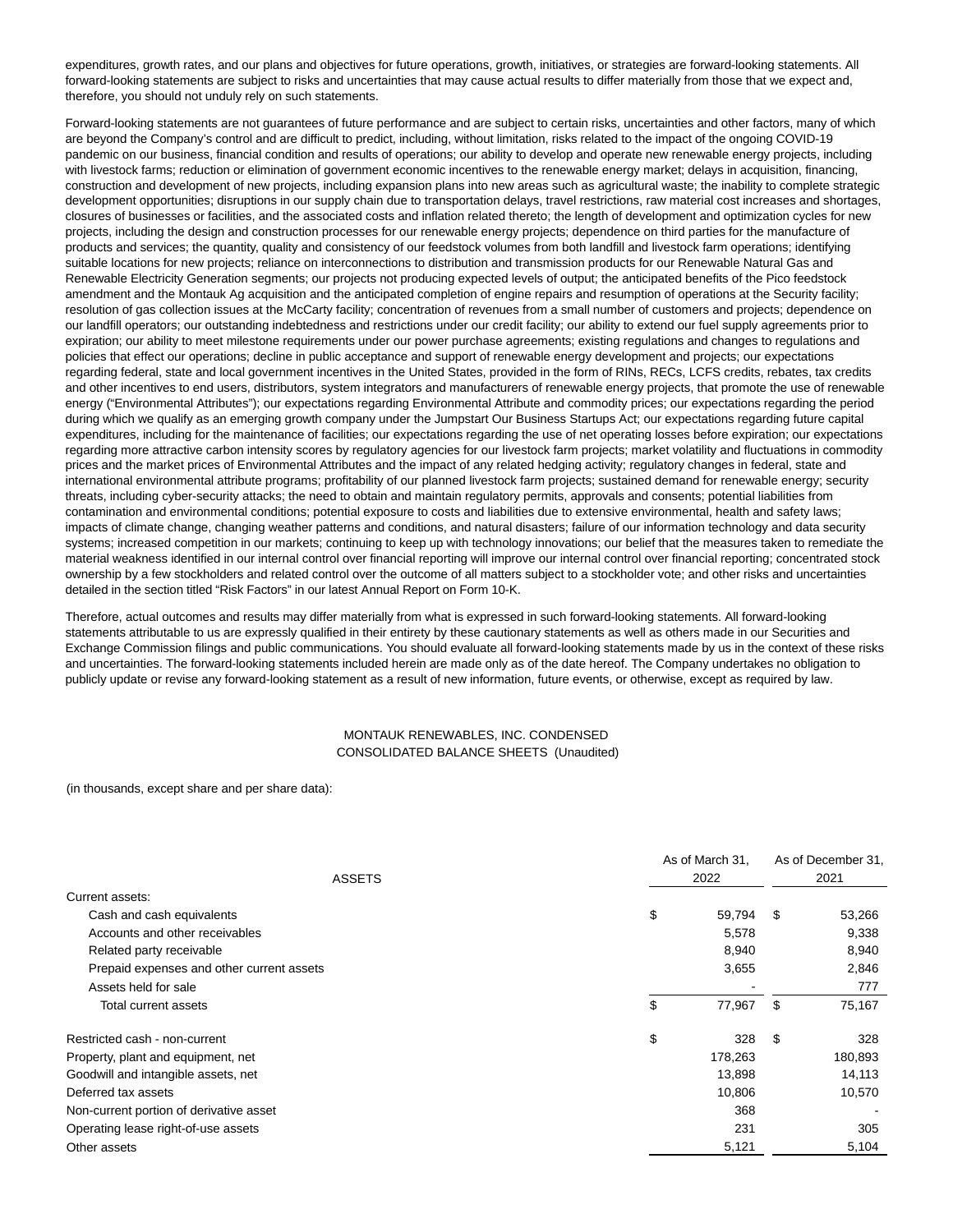expenditures, growth rates, and our plans and objectives for future operations, growth, initiatives, or strategies are forward-looking statements. All forward-looking statements are subject to risks and uncertainties that may cause actual results to differ materially from those that we expect and, therefore, you should not unduly rely on such statements.

Forward-looking statements are not guarantees of future performance and are subject to certain risks, uncertainties and other factors, many of which are beyond the Company's control and are difficult to predict, including, without limitation, risks related to the impact of the ongoing COVID-19 pandemic on our business, financial condition and results of operations; our ability to develop and operate new renewable energy projects, including with livestock farms; reduction or elimination of government economic incentives to the renewable energy market; delays in acquisition, financing, construction and development of new projects, including expansion plans into new areas such as agricultural waste; the inability to complete strategic development opportunities; disruptions in our supply chain due to transportation delays, travel restrictions, raw material cost increases and shortages, closures of businesses or facilities, and the associated costs and inflation related thereto; the length of development and optimization cycles for new projects, including the design and construction processes for our renewable energy projects; dependence on third parties for the manufacture of products and services; the quantity, quality and consistency of our feedstock volumes from both landfill and livestock farm operations; identifying suitable locations for new projects; reliance on interconnections to distribution and transmission products for our Renewable Natural Gas and Renewable Electricity Generation segments; our projects not producing expected levels of output; the anticipated benefits of the Pico feedstock amendment and the Montauk Ag acquisition and the anticipated completion of engine repairs and resumption of operations at the Security facility; resolution of gas collection issues at the McCarty facility; concentration of revenues from a small number of customers and projects; dependence on our landfill operators; our outstanding indebtedness and restrictions under our credit facility; our ability to extend our fuel supply agreements prior to expiration; our ability to meet milestone requirements under our power purchase agreements; existing regulations and changes to regulations and policies that effect our operations; decline in public acceptance and support of renewable energy development and projects; our expectations regarding federal, state and local government incentives in the United States, provided in the form of RINs, RECs, LCFS credits, rebates, tax credits and other incentives to end users, distributors, system integrators and manufacturers of renewable energy projects, that promote the use of renewable energy ("Environmental Attributes"); our expectations regarding Environmental Attribute and commodity prices; our expectations regarding the period during which we qualify as an emerging growth company under the Jumpstart Our Business Startups Act; our expectations regarding future capital expenditures, including for the maintenance of facilities; our expectations regarding the use of net operating losses before expiration; our expectations regarding more attractive carbon intensity scores by regulatory agencies for our livestock farm projects; market volatility and fluctuations in commodity prices and the market prices of Environmental Attributes and the impact of any related hedging activity; regulatory changes in federal, state and international environmental attribute programs; profitability of our planned livestock farm projects; sustained demand for renewable energy; security threats, including cyber-security attacks; the need to obtain and maintain regulatory permits, approvals and consents; potential liabilities from contamination and environmental conditions; potential exposure to costs and liabilities due to extensive environmental, health and safety laws; impacts of climate change, changing weather patterns and conditions, and natural disasters; failure of our information technology and data security systems; increased competition in our markets; continuing to keep up with technology innovations; our belief that the measures taken to remediate the material weakness identified in our internal control over financial reporting will improve our internal control over financial reporting; concentrated stock ownership by a few stockholders and related control over the outcome of all matters subject to a stockholder vote; and other risks and uncertainties detailed in the section titled "Risk Factors" in our latest Annual Report on Form 10-K.

Therefore, actual outcomes and results may differ materially from what is expressed in such forward-looking statements. All forward-looking statements attributable to us are expressly qualified in their entirety by these cautionary statements as well as others made in our Securities and Exchange Commission filings and public communications. You should evaluate all forward-looking statements made by us in the context of these risks and uncertainties. The forward-looking statements included herein are made only as of the date hereof. The Company undertakes no obligation to publicly update or revise any forward-looking statement as a result of new information, future events, or otherwise, except as required by law.

MONTAUK RENEWABLES, INC. CONDENSED CONSOLIDATED BALANCE SHEETS (Unaudited)

(in thousands, except share and per share data):

| ASSETS | As of March 31, 2022 | As of December 31, 2021 |
|---|---|---|
| Current assets: | | |
| Cash and cash equivalents | $ 59,794 | $ 53,266 |
| Accounts and other receivables | 5,578 | 9,338 |
| Related party receivable | 8,940 | 8,940 |
| Prepaid expenses and other current assets | 3,655 | 2,846 |
| Assets held for sale | - | 777 |
| Total current assets | $ 77,967 | $ 75,167 |
| Restricted cash - non-current | $ 328 | $ 328 |
| Property, plant and equipment, net | 178,263 | 180,893 |
| Goodwill and intangible assets, net | 13,898 | 14,113 |
| Deferred tax assets | 10,806 | 10,570 |
| Non-current portion of derivative asset | 368 | - |
| Operating lease right-of-use assets | 231 | 305 |
| Other assets | 5,121 | 5,104 |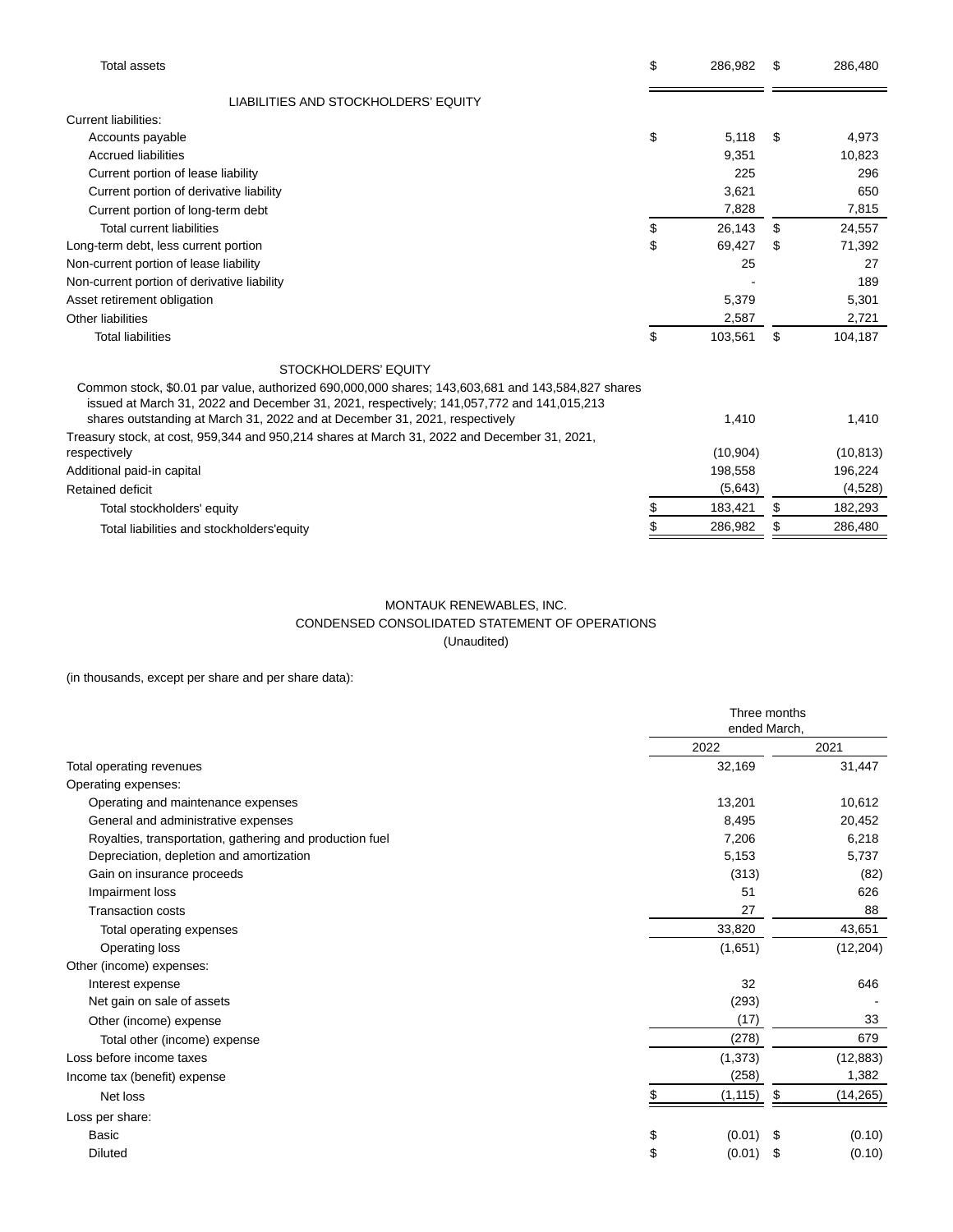| | March 31, 2022 | December 31, 2021 |
|---|---|---|
| Total assets | $ 286,982 | $ 286,480 |
| **LIABILITIES AND STOCKHOLDERS' EQUITY** | | |
| Current liabilities: | | |
| Accounts payable | $ 5,118 | $ 4,973 |
| Accrued liabilities | 9,351 | 10,823 |
| Current portion of lease liability | 225 | 296 |
| Current portion of derivative liability | 3,621 | 650 |
| Current portion of long-term debt | 7,828 | 7,815 |
| Total current liabilities | $ 26,143 | $ 24,557 |
| Long-term debt, less current portion | $ 69,427 | $ 71,392 |
| Non-current portion of lease liability | 25 | 27 |
| Non-current portion of derivative liability | - | 189 |
| Asset retirement obligation | 5,379 | 5,301 |
| Other liabilities | 2,587 | 2,721 |
| Total liabilities | $ 103,561 | $ 104,187 |
| **STOCKHOLDERS' EQUITY** | | |
| Common stock, $0.01 par value, authorized 690,000,000 shares; 143,603,681 and 143,584,827 shares issued at March 31, 2022 and December 31, 2021, respectively; 141,057,772 and 141,015,213 shares outstanding at March 31, 2022 and at December 31, 2021, respectively | 1,410 | 1,410 |
| Treasury stock, at cost, 959,344 and 950,214 shares at March 31, 2022 and December 31, 2021, respectively | (10,904) | (10,813) |
| Additional paid-in capital | 198,558 | 196,224 |
| Retained deficit | (5,643) | (4,528) |
| Total stockholders' equity | $ 183,421 | $ 182,293 |
| Total liabilities and stockholders'equity | $ 286,982 | $ 286,480 |

MONTAUK RENEWABLES, INC.
CONDENSED CONSOLIDATED STATEMENT OF OPERATIONS
(Unaudited)

(in thousands, except per share and per share data):

| | Three months ended March, | |
|---|---|---|
| | 2022 | 2021 |
| Total operating revenues | 32,169 | 31,447 |
| Operating expenses: | | |
| Operating and maintenance expenses | 13,201 | 10,612 |
| General and administrative expenses | 8,495 | 20,452 |
| Royalties, transportation, gathering and production fuel | 7,206 | 6,218 |
| Depreciation, depletion and amortization | 5,153 | 5,737 |
| Gain on insurance proceeds | (313) | (82) |
| Impairment loss | 51 | 626 |
| Transaction costs | 27 | 88 |
| Total operating expenses | 33,820 | 43,651 |
| Operating loss | (1,651) | (12,204) |
| Other (income) expenses: | | |
| Interest expense | 32 | 646 |
| Net gain on sale of assets | (293) | - |
| Other (income) expense | (17) | 33 |
| Total other (income) expense | (278) | 679 |
| Loss before income taxes | (1,373) | (12,883) |
| Income tax (benefit) expense | (258) | 1,382 |
| Net loss | $ (1,115) | $ (14,265) |
| Loss per share: | | |
| Basic | $ (0.01) | $ (0.10) |
| Diluted | $ (0.01) | $ (0.10) |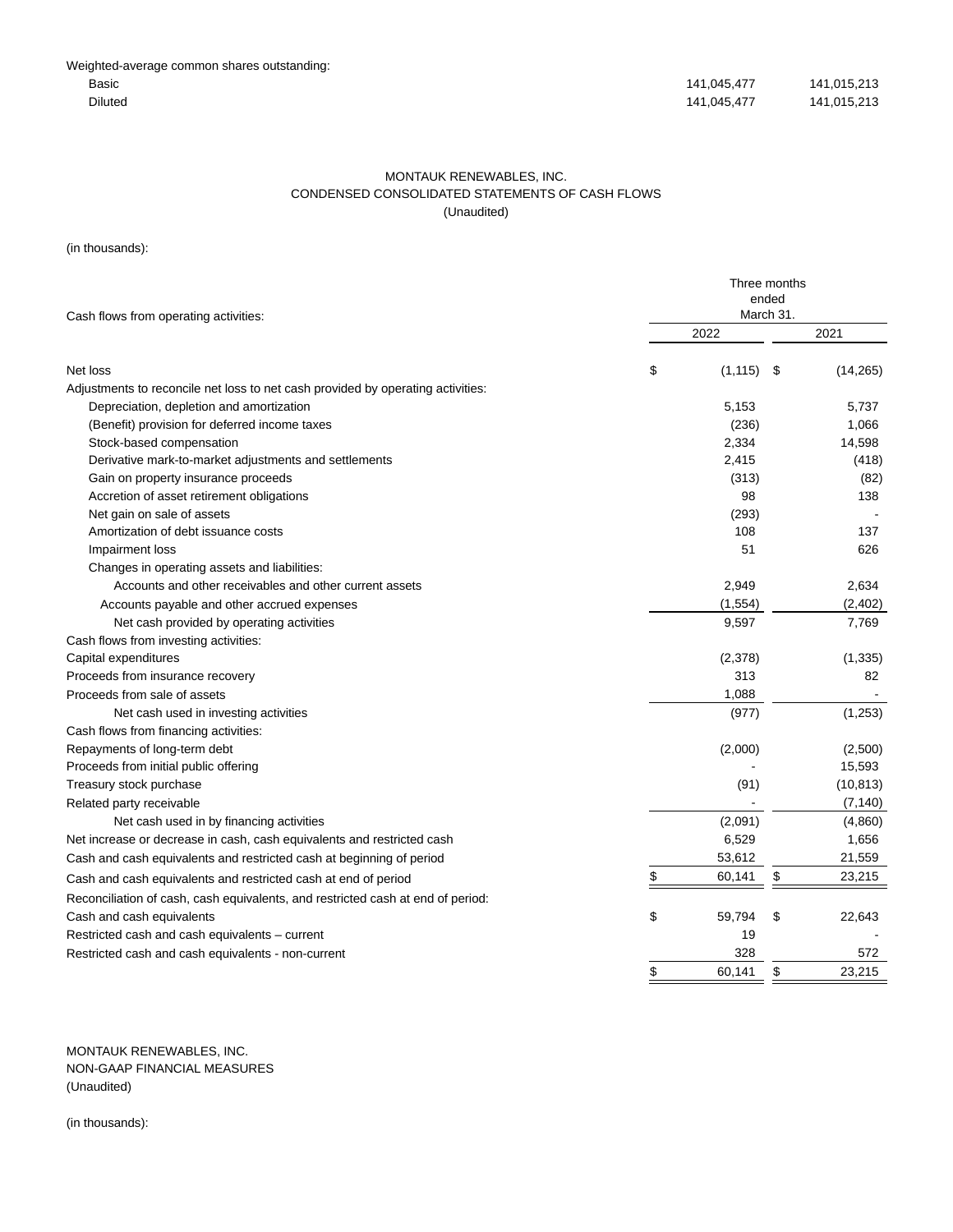| Weighted-average common shares outstanding: | | |
|---|---|---|
| Basic | 141,045,477 | 141,015,213 |
| Diluted | 141,045,477 | 141,015,213 |

MONTAUK RENEWABLES, INC.
CONDENSED CONSOLIDATED STATEMENTS OF CASH FLOWS
(Unaudited)

(in thousands):

| Cash flows from operating activities: | Three months ended March 31. 2022 | 2021 |
|---|---|---|
| Net loss | $ (1,115) | $ (14,265) |
| Adjustments to reconcile net loss to net cash provided by operating activities: | | |
| Depreciation, depletion and amortization | 5,153 | 5,737 |
| (Benefit) provision for deferred income taxes | (236) | 1,066 |
| Stock-based compensation | 2,334 | 14,598 |
| Derivative mark-to-market adjustments and settlements | 2,415 | (418) |
| Gain on property insurance proceeds | (313) | (82) |
| Accretion of asset retirement obligations | 98 | 138 |
| Net gain on sale of assets | (293) | - |
| Amortization of debt issuance costs | 108 | 137 |
| Impairment loss | 51 | 626 |
| Changes in operating assets and liabilities: | | |
| Accounts and other receivables and other current assets | 2,949 | 2,634 |
| Accounts payable and other accrued expenses | (1,554) | (2,402) |
| Net cash provided by operating activities | 9,597 | 7,769 |
| Cash flows from investing activities: | | |
| Capital expenditures | (2,378) | (1,335) |
| Proceeds from insurance recovery | 313 | 82 |
| Proceeds from sale of assets | 1,088 | - |
| Net cash used in investing activities | (977) | (1,253) |
| Cash flows from financing activities: | | |
| Repayments of long-term debt | (2,000) | (2,500) |
| Proceeds from initial public offering | - | 15,593 |
| Treasury stock purchase | (91) | (10,813) |
| Related party receivable | - | (7,140) |
| Net cash used in by financing activities | (2,091) | (4,860) |
| Net increase or decrease in cash, cash equivalents and restricted cash | 6,529 | 1,656 |
| Cash and cash equivalents and restricted cash at beginning of period | 53,612 | 21,559 |
| Cash and cash equivalents and restricted cash at end of period | $ 60,141 | $ 23,215 |
| Reconciliation of cash, cash equivalents, and restricted cash at end of period: | | |
| Cash and cash equivalents | $ 59,794 | $ 22,643 |
| Restricted cash and cash equivalents – current | 19 | - |
| Restricted cash and cash equivalents - non-current | 328 | 572 |
| | $ 60,141 | $ 23,215 |

MONTAUK RENEWABLES, INC.
NON-GAAP FINANCIAL MEASURES
(Unaudited)

(in thousands):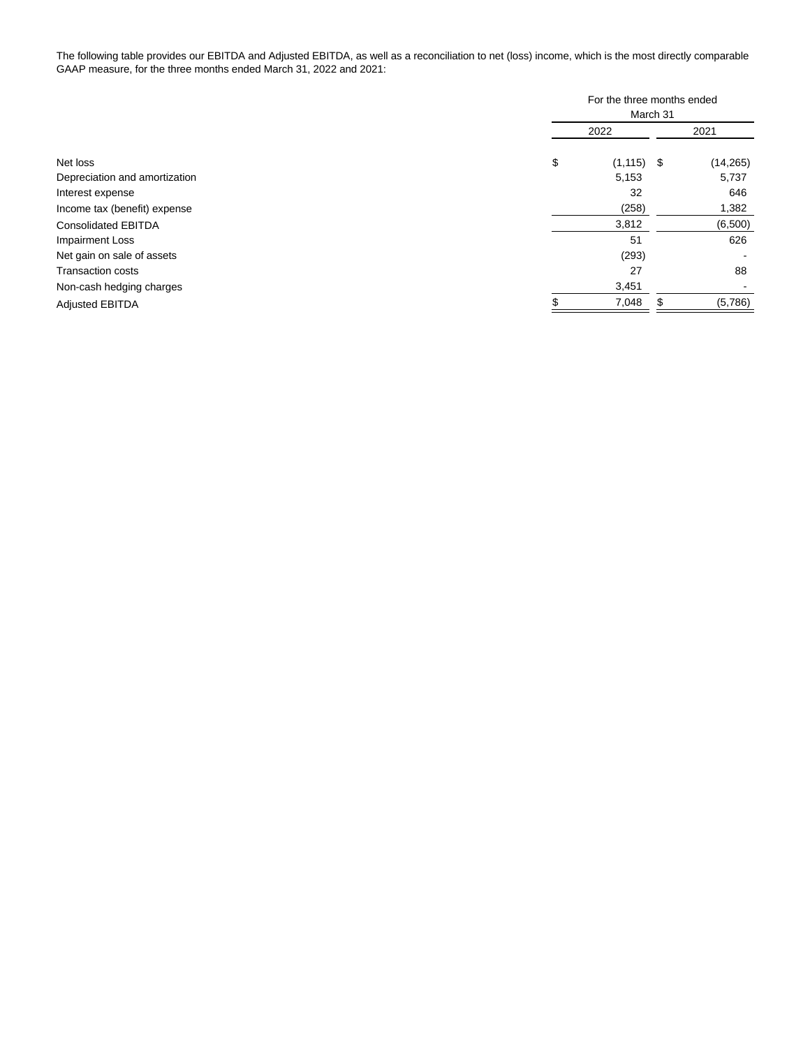The following table provides our EBITDA and Adjusted EBITDA, as well as a reconciliation to net (loss) income, which is the most directly comparable GAAP measure, for the three months ended March 31, 2022 and 2021:

| | For the three months ended March 31 | |
|---|---|---|
| | 2022 | 2021 |
| Net loss | $ (1,115) | $ (14,265) |
| Depreciation and amortization | 5,153 | 5,737 |
| Interest expense | 32 | 646 |
| Income tax (benefit) expense | (258) | 1,382 |
| Consolidated EBITDA | 3,812 | (6,500) |
| Impairment Loss | 51 | 626 |
| Net gain on sale of assets | (293) | - |
| Transaction costs | 27 | 88 |
| Non-cash hedging charges | 3,451 | - |
| Adjusted EBITDA | $ 7,048 | $ (5,786) |